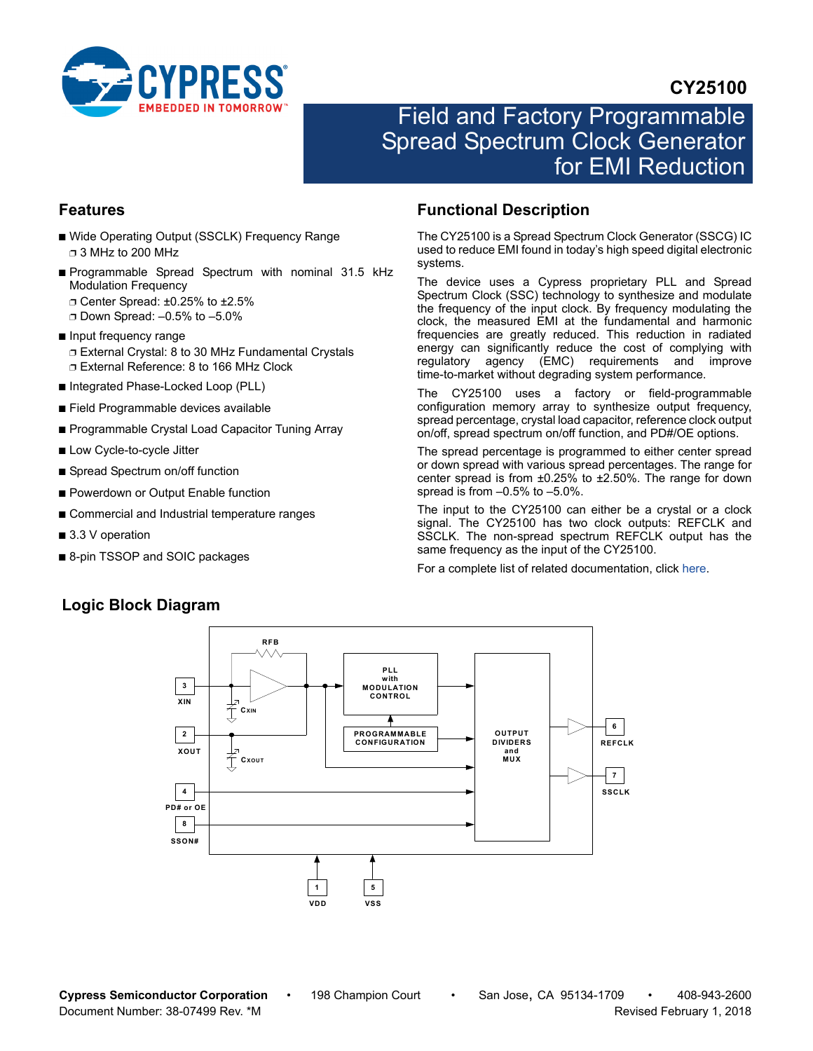# CY25100

# Field and Factory Programmable Spread Spectrum Clock Generator for EMI Reduction

## Features

- Wide Operating Output (SSCLK) Frequency Range
  - 3 MHz to 200 MHz
- Programmable Spread Spectrum with nominal 31.5 kHz Modulation Frequency
  - Center Spread: ±0.25% to ±2.5%
  - Down Spread: –0.5% to –5.0%
- Input frequency range
  - External Crystal: 8 to 30 MHz Fundamental Crystals
  - External Reference: 8 to 166 MHz Clock
- Integrated Phase-Locked Loop (PLL)
- Field Programmable devices available
- Programmable Crystal Load Capacitor Tuning Array
- Low Cycle-to-cycle Jitter
- Spread Spectrum on/off function
- Powerdown or Output Enable function
- Commercial and Industrial temperature ranges
- 3.3 V operation
- 8-pin TSSOP and SOIC packages

## Functional Description

The CY25100 is a Spread Spectrum Clock Generator (SSCG) IC used to reduce EMI found in today's high speed digital electronic systems.

The device uses a Cypress proprietary PLL and Spread Spectrum Clock (SSC) technology to synthesize and modulate the frequency of the input clock. By frequency modulating the clock, the measured EMI at the fundamental and harmonic frequencies are greatly reduced. This reduction in radiated energy can significantly reduce the cost of complying with regulatory agency (EMC) requirements and improve time-to-market without degrading system performance.

The CY25100 uses a factory or field-programmable configuration memory array to synthesize output frequency, spread percentage, crystal load capacitor, reference clock output on/off, spread spectrum on/off function, and PD#/OE options.

The spread percentage is programmed to either center spread or down spread with various spread percentages. The range for center spread is from ±0.25% to ±2.50%. The range for down spread is from –0.5% to –5.0%.

The input to the CY25100 can either be a crystal or a clock signal. The CY25100 has two clock outputs: REFCLK and SSCLK. The non-spread spectrum REFCLK output has the same frequency as the input of the CY25100.

For a complete list of related documentation, click here.

## Logic Block Diagram

RFB, XIN (3), XOUT (2), CXIN, CXOUT, PD# or OE (4), SSON# (8), PLL with MODULATION CONTROL, PROGRAMMABLE CONFIGURATION, OUTPUT DIVIDERS and MUX, REFCLK (6), SSCLK (7), VDD (1), VSS (5)

Cypress Semiconductor Corporation • 198 Champion Court • San Jose, CA 95134-1709 • 408-943-2600
Document Number: 38-07499 Rev. *M Revised February 1, 2018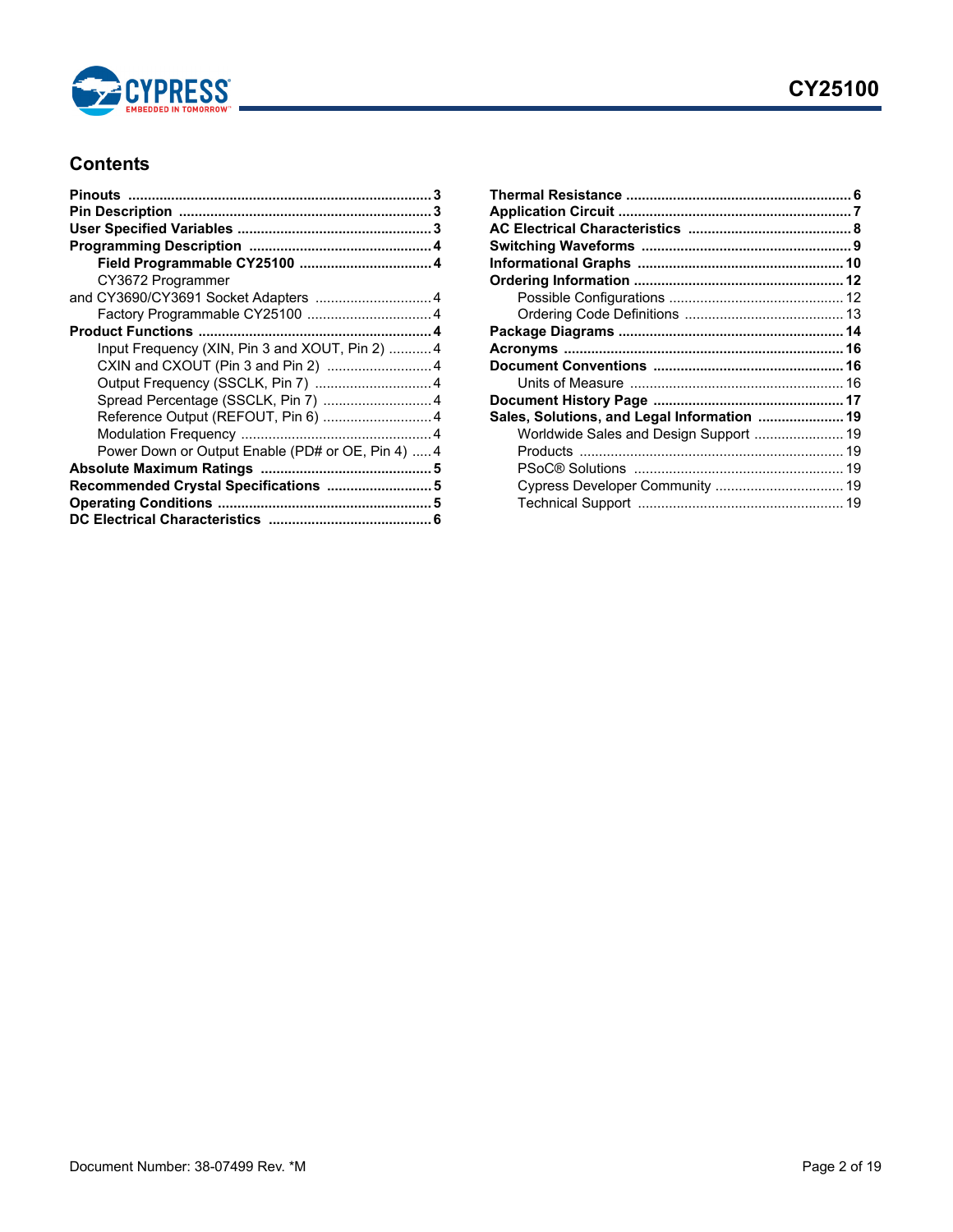## Contents

- **Pinouts** ............................................................. 3
- **Pin Description** .................................................. 3
- **User Specified Variables** ..................................... 3
- **Programming Description** ..................................... 4
  - **Field Programmable CY25100** ............................ 4
  - CY3672 Programmer and CY3690/CY3691 Socket Adapters ............................. 4
  - Factory Programmable CY25100 ................................ 4
- **Product Functions** ................................................ 4
  - Input Frequency (XIN, Pin 3 and XOUT, Pin 2) ........... 4
  - CXIN and CXOUT (Pin 3 and Pin 2) ........................... 4
  - Output Frequency (SSCLK, Pin 7) .............................. 4
  - Spread Percentage (SSCLK, Pin 7) ............................ 4
  - Reference Output (REFOUT, Pin 6) ............................ 4
  - Modulation Frequency ................................................ 4
  - Power Down or Output Enable (PD# or OE, Pin 4) ..... 4
- **Absolute Maximum Ratings** ..................................... 5
- **Recommended Crystal Specifications** ......................... 5
- **Operating Conditions** ............................................ 5
- **DC Electrical Characteristics** ................................... 6
- **Thermal Resistance** ............................................. 6
- **Application Circuit** ............................................... 7
- **AC Electrical Characteristics** ................................... 8
- **Switching Waveforms** ........................................... 9
- **Informational Graphs** ........................................... 10
- **Ordering Information** ........................................... 12
  - Possible Configurations ........................................... 12
  - Ordering Code Definitions ......................................... 13
- **Package Diagrams** ............................................... 14
- **Acronyms** ............................................................ 16
- **Document Conventions** ......................................... 16
  - Units of Measure ...................................................... 16
- **Document History Page** ........................................ 17
- **Sales, Solutions, and Legal Information** ..................... 19
  - Worldwide Sales and Design Support ........................ 19
  - Products ................................................................ 19
  - PSoC® Solutions ..................................................... 19
  - Cypress Developer Community ................................. 19
  - Technical Support .................................................... 19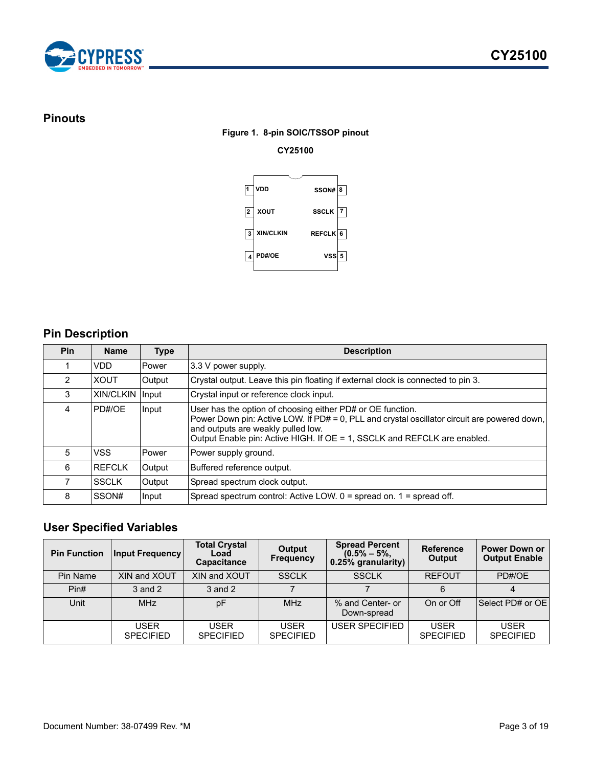## Pinouts

**Figure 1. 8-pin SOIC/TSSOP pinout**

**CY25100**

| Pin | Name | Name | Pin |
|---|---|---|---|
| 1 | VDD | SSON# | 8 |
| 2 | XOUT | SSCLK | 7 |
| 3 | XIN/CLKIN | REFCLK | 6 |
| 4 | PD#/OE | VSS | 5 |

## Pin Description

| Pin | Name | Type | Description |
|---|---|---|---|
| 1 | VDD | Power | 3.3 V power supply. |
| 2 | XOUT | Output | Crystal output. Leave this pin floating if external clock is connected to pin 3. |
| 3 | XIN/CLKIN | Input | Crystal input or reference clock input. |
| 4 | PD#/OE | Input | User has the option of choosing either PD# or OE function.<br>Power Down pin: Active LOW. If PD# = 0, PLL and crystal oscillator circuit are powered down, and outputs are weakly pulled low.<br>Output Enable pin: Active HIGH. If OE = 1, SSCLK and REFCLK are enabled. |
| 5 | VSS | Power | Power supply ground. |
| 6 | REFCLK | Output | Buffered reference output. |
| 7 | SSCLK | Output | Spread spectrum clock output. |
| 8 | SSON# | Input | Spread spectrum control: Active LOW. 0 = spread on. 1 = spread off. |

## User Specified Variables

| Pin Function | Input Frequency | Total Crystal Load Capacitance | Output Frequency | Spread Percent (0.5% – 5%, 0.25% granularity) | Reference Output | Power Down or Output Enable |
|---|---|---|---|---|---|---|
| Pin Name | XIN and XOUT | XIN and XOUT | SSCLK | SSCLK | REFOUT | PD#/OE |
| Pin# | 3 and 2 | 3 and 2 | 7 | 7 | 6 | 4 |
| Unit | MHz | pF | MHz | % and Center- or Down-spread | On or Off | Select PD# or OE |
| | USER SPECIFIED | USER SPECIFIED | USER SPECIFIED | USER SPECIFIED | USER SPECIFIED | USER SPECIFIED |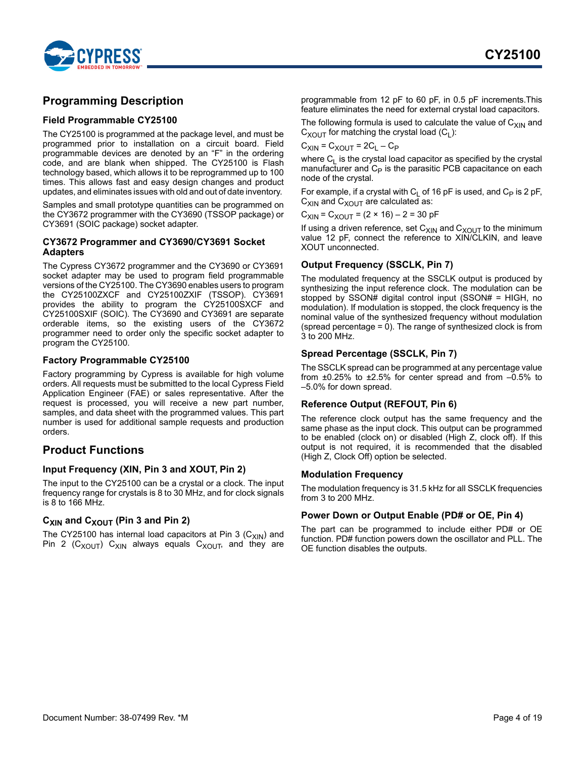## Programming Description

### Field Programmable CY25100

The CY25100 is programmed at the package level, and must be programmed prior to installation on a circuit board. Field programmable devices are denoted by an "F" in the ordering code, and are blank when shipped. The CY25100 is Flash technology based, which allows it to be reprogrammed up to 100 times. This allows fast and easy design changes and product updates, and eliminates issues with old and out of date inventory.

Samples and small prototype quantities can be programmed on the CY3672 programmer with the CY3690 (TSSOP package) or CY3691 (SOIC package) socket adapter.

### CY3672 Programmer and CY3690/CY3691 Socket Adapters

The Cypress CY3672 programmer and the CY3690 or CY3691 socket adapter may be used to program field programmable versions of the CY25100. The CY3690 enables users to program the CY25100ZXCF and CY25100ZXIF (TSSOP). CY3691 provides the ability to program the CY25100SXCF and CY25100SXIF (SOIC). The CY3690 and CY3691 are separate orderable items, so the existing users of the CY3672 programmer need to order only the specific socket adapter to program the CY25100.

### Factory Programmable CY25100

Factory programming by Cypress is available for high volume orders. All requests must be submitted to the local Cypress Field Application Engineer (FAE) or sales representative. After the request is processed, you will receive a new part number, samples, and data sheet with the programmed values. This part number is used for additional sample requests and production orders.

## Product Functions

### Input Frequency (XIN, Pin 3 and XOUT, Pin 2)

The input to the CY25100 can be a crystal or a clock. The input frequency range for crystals is 8 to 30 MHz, and for clock signals is 8 to 166 MHz.

### $C_{XIN}$ and $C_{XOUT}$ (Pin 3 and Pin 2)

The CY25100 has internal load capacitors at Pin 3 ($C_{XIN}$) and Pin 2 ($C_{XOUT}$) $C_{XIN}$ always equals $C_{XOUT}$, and they are programmable from 12 pF to 60 pF, in 0.5 pF increments.This feature eliminates the need for external crystal load capacitors.

The following formula is used to calculate the value of $C_{XIN}$ and $C_{XOUT}$ for matching the crystal load ($C_L$):

$$C_{XIN} = C_{XOUT} = 2C_L - C_P$$

where $C_L$ is the crystal load capacitor as specified by the crystal manufacturer and $C_P$ is the parasitic PCB capacitance on each node of the crystal.

For example, if a crystal with $C_L$ of 16 pF is used, and $C_P$ is 2 pF, $C_{XIN}$ and $C_{XOUT}$ are calculated as:

$$C_{XIN} = C_{XOUT} = (2 \times 16) - 2 = 30 \text{ pF}$$

If using a driven reference, set $C_{XIN}$ and $C_{XOUT}$ to the minimum value 12 pF, connect the reference to XIN/CLKIN, and leave XOUT unconnected.

### Output Frequency (SSCLK, Pin 7)

The modulated frequency at the SSCLK output is produced by synthesizing the input reference clock. The modulation can be stopped by SSON# digital control input (SSON# = HIGH, no modulation). If modulation is stopped, the clock frequency is the nominal value of the synthesized frequency without modulation (spread percentage = 0). The range of synthesized clock is from 3 to 200 MHz.

### Spread Percentage (SSCLK, Pin 7)

The SSCLK spread can be programmed at any percentage value from ±0.25% to ±2.5% for center spread and from –0.5% to –5.0% for down spread.

### Reference Output (REFOUT, Pin 6)

The reference clock output has the same frequency and the same phase as the input clock. This output can be programmed to be enabled (clock on) or disabled (High Z, clock off). If this output is not required, it is recommended that the disabled (High Z, Clock Off) option be selected.

### Modulation Frequency

The modulation frequency is 31.5 kHz for all SSCLK frequencies from 3 to 200 MHz.

### Power Down or Output Enable (PD# or OE, Pin 4)

The part can be programmed to include either PD# or OE function. PD# function powers down the oscillator and PLL. The OE function disables the outputs.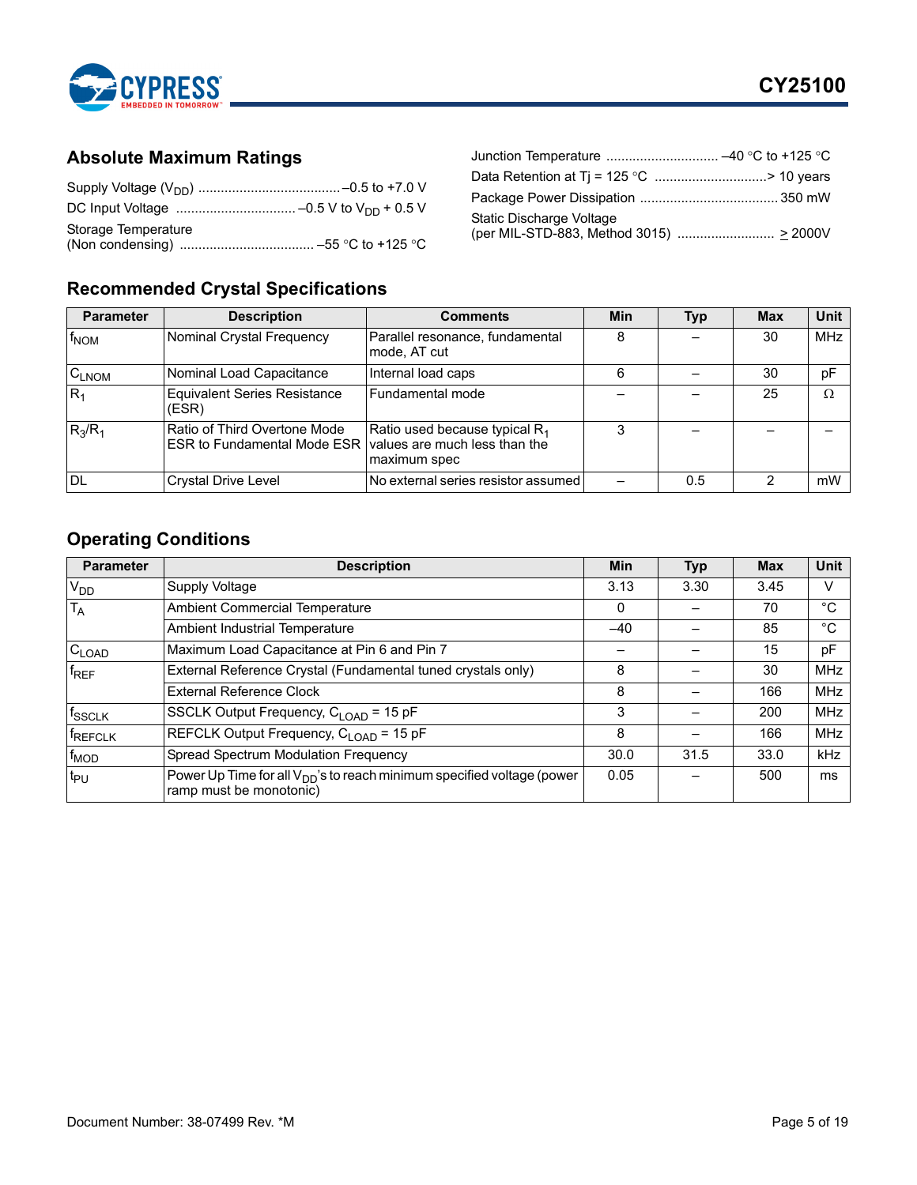## Absolute Maximum Ratings

Supply Voltage ($V_{DD}$) ......................................–0.5 to +7.0 V

DC Input Voltage ................................ –0.5 V to $V_{DD}$ + 0.5 V

Storage Temperature
(Non condensing) .................................... –55 °C to +125 °C

Junction Temperature .............................. –40 °C to +125 °C

Data Retention at Tj = 125 °C .............................> 10 years

Package Power Dissipation ..................................... 350 mW

Static Discharge Voltage
(per MIL-STD-883, Method 3015) .......................... ≥ 2000V

## Recommended Crystal Specifications

| Parameter | Description | Comments | Min | Typ | Max | Unit |
|---|---|---|---|---|---|---|
| $f_{NOM}$ | Nominal Crystal Frequency | Parallel resonance, fundamental mode, AT cut | 8 | – | 30 | MHz |
| $C_{LNOM}$ | Nominal Load Capacitance | Internal load caps | 6 | – | 30 | pF |
| $R_1$ | Equivalent Series Resistance (ESR) | Fundamental mode | – | – | 25 | Ω |
| $R_3/R_1$ | Ratio of Third Overtone Mode ESR to Fundamental Mode ESR | Ratio used because typical $R_1$ values are much less than the maximum spec | 3 | – | – | – |
| DL | Crystal Drive Level | No external series resistor assumed | – | 0.5 | 2 | mW |

## Operating Conditions

| Parameter | Description | Min | Typ | Max | Unit |
|---|---|---|---|---|---|
| $V_{DD}$ | Supply Voltage | 3.13 | 3.30 | 3.45 | V |
| $T_A$ | Ambient Commercial Temperature | 0 | – | 70 | °C |
| | Ambient Industrial Temperature | –40 | – | 85 | °C |
| $C_{LOAD}$ | Maximum Load Capacitance at Pin 6 and Pin 7 | – | – | 15 | pF |
| $f_{REF}$ | External Reference Crystal (Fundamental tuned crystals only) | 8 | – | 30 | MHz |
| | External Reference Clock | 8 | – | 166 | MHz |
| $f_{SSCLK}$ | SSCLK Output Frequency, $C_{LOAD}$ = 15 pF | 3 | – | 200 | MHz |
| $f_{REFCLK}$ | REFCLK Output Frequency, $C_{LOAD}$ = 15 pF | 8 | – | 166 | MHz |
| $f_{MOD}$ | Spread Spectrum Modulation Frequency | 30.0 | 31.5 | 33.0 | kHz |
| $t_{PU}$ | Power Up Time for all $V_{DD}$'s to reach minimum specified voltage (power ramp must be monotonic) | 0.05 | – | 500 | ms |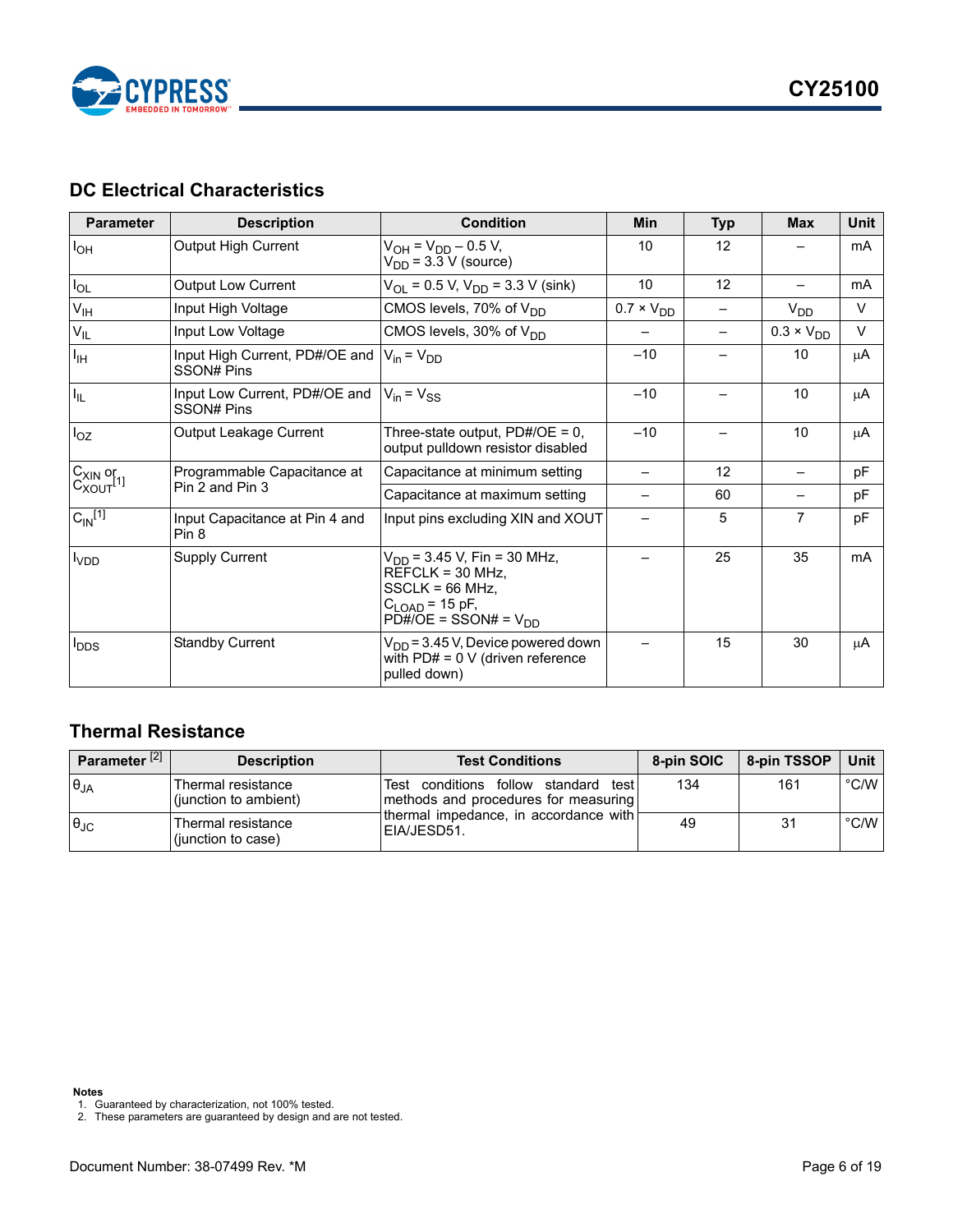## DC Electrical Characteristics

| Parameter | Description | Condition | Min | Typ | Max | Unit |
|---|---|---|---|---|---|---|
| $I_{OH}$ | Output High Current | $V_{OH} = V_{DD} – 0.5$ V, $V_{DD} = 3.3$ V (source) | 10 | 12 | – | mA |
| $I_{OL}$ | Output Low Current | $V_{OL} = 0.5$ V, $V_{DD} = 3.3$ V (sink) | 10 | 12 | – | mA |
| $V_{IH}$ | Input High Voltage | CMOS levels, 70% of $V_{DD}$ | $0.7 \times V_{DD}$ | – | $V_{DD}$ | V |
| $V_{IL}$ | Input Low Voltage | CMOS levels, 30% of $V_{DD}$ | – | – | $0.3 \times V_{DD}$ | V |
| $I_{IH}$ | Input High Current, PD#/OE and SSON# Pins | $V_{in} = V_{DD}$ | –10 | – | 10 | μA |
| $I_{IL}$ | Input Low Current, PD#/OE and SSON# Pins | $V_{in} = V_{SS}$ | –10 | – | 10 | μA |
| $I_{OZ}$ | Output Leakage Current | Three-state output, PD#/OE = 0, output pulldown resistor disabled | –10 | – | 10 | μA |
| $C_{XIN}$ or $C_{XOUT}$[1] | Programmable Capacitance at Pin 2 and Pin 3 | Capacitance at minimum setting | – | 12 | – | pF |
| | | Capacitance at maximum setting | – | 60 | – | pF |
| $C_{IN}$[1] | Input Capacitance at Pin 4 and Pin 8 | Input pins excluding XIN and XOUT | – | 5 | 7 | pF |
| $I_{VDD}$ | Supply Current | $V_{DD} = 3.45$ V, Fin = 30 MHz, REFCLK = 30 MHz, SSCLK = 66 MHz, $C_{LOAD} = 15$ pF, PD#/OE = SSON# = $V_{DD}$ | – | 25 | 35 | mA |
| $I_{DDS}$ | Standby Current | $V_{DD} = 3.45$ V, Device powered down with PD# = 0 V (driven reference pulled down) | – | 15 | 30 | μA |

## Thermal Resistance

| Parameter [2] | Description | Test Conditions | 8-pin SOIC | 8-pin TSSOP | Unit |
|---|---|---|---|---|---|
| $\theta_{JA}$ | Thermal resistance (junction to ambient) | Test conditions follow standard test methods and procedures for measuring thermal impedance, in accordance with EIA/JESD51. | 134 | 161 | °C/W |
| $\theta_{JC}$ | Thermal resistance (junction to case) | | 49 | 31 | °C/W |

**Notes**
1. Guaranteed by characterization, not 100% tested.
2. These parameters are guaranteed by design and are not tested.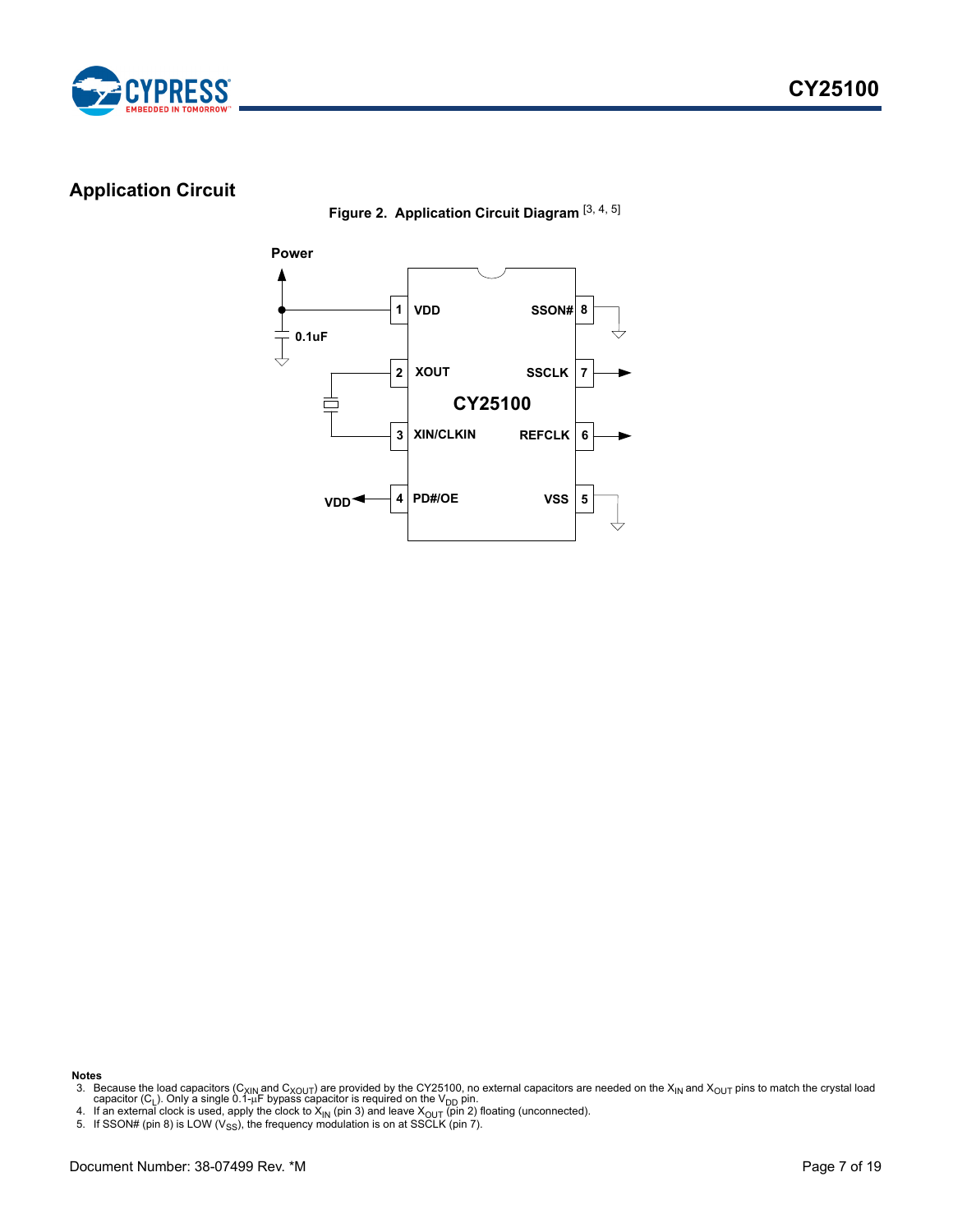## Application Circuit

Figure 2. Application Circuit Diagram [3, 4, 5]

Power

0.1uF

1 VDD

2 XOUT

3 XIN/CLKIN

VDD ← 4 PD#/OE

CY25100

SSON# 8

SSCLK 7

REFCLK 6

VSS 5

**Notes**

3. Because the load capacitors ($C_{XIN}$ and $C_{XOUT}$) are provided by the CY25100, no external capacitors are needed on the $X_{IN}$ and $X_{OUT}$ pins to match the crystal load capacitor ($C_L$). Only a single 0.1-µF bypass capacitor is required on the $V_{DD}$ pin.
4. If an external clock is used, apply the clock to $X_{IN}$ (pin 3) and leave $X_{OUT}$ (pin 2) floating (unconnected).
5. If SSON# (pin 8) is LOW ($V_{SS}$), the frequency modulation is on at SSCLK (pin 7).

Document Number: 38-07499 Rev. *M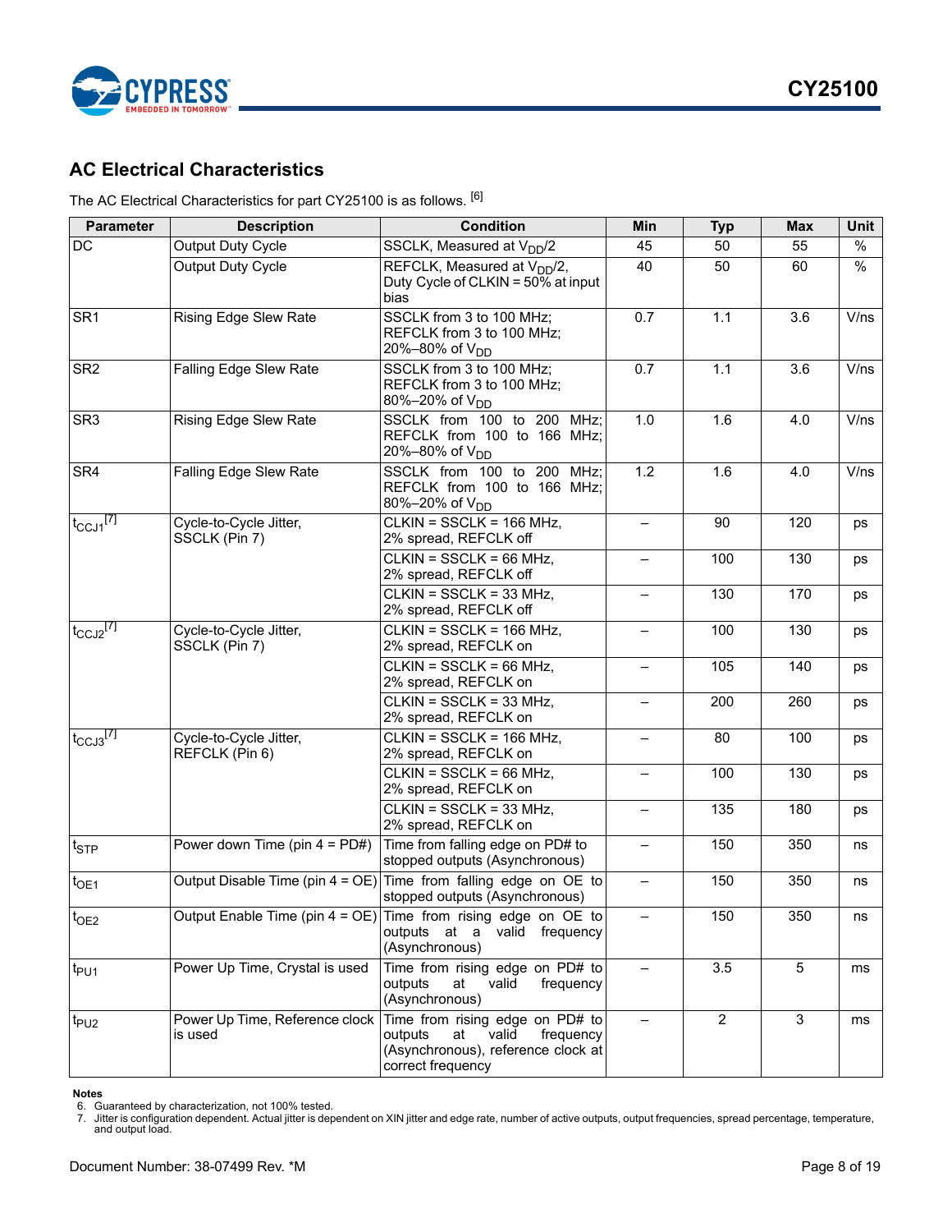## AC Electrical Characteristics

The AC Electrical Characteristics for part CY25100 is as follows. [6]

| Parameter | Description | Condition | Min | Typ | Max | Unit |
|---|---|---|---|---|---|---|
| DC | Output Duty Cycle | SSCLK, Measured at $V_{DD}/2$ | 45 | 50 | 55 | % |
| | Output Duty Cycle | REFCLK, Measured at $V_{DD}/2$, Duty Cycle of CLKIN = 50% at input bias | 40 | 50 | 60 | % |
| SR1 | Rising Edge Slew Rate | SSCLK from 3 to 100 MHz; REFCLK from 3 to 100 MHz; 20%–80% of $V_{DD}$ | 0.7 | 1.1 | 3.6 | V/ns |
| SR2 | Falling Edge Slew Rate | SSCLK from 3 to 100 MHz; REFCLK from 3 to 100 MHz; 80%–20% of $V_{DD}$ | 0.7 | 1.1 | 3.6 | V/ns |
| SR3 | Rising Edge Slew Rate | SSCLK from 100 to 200 MHz; REFCLK from 100 to 166 MHz; 20%–80% of $V_{DD}$ | 1.0 | 1.6 | 4.0 | V/ns |
| SR4 | Falling Edge Slew Rate | SSCLK from 100 to 200 MHz; REFCLK from 100 to 166 MHz; 80%–20% of $V_{DD}$ | 1.2 | 1.6 | 4.0 | V/ns |
| $t_{CCJ1}$ [7] | Cycle-to-Cycle Jitter, SSCLK (Pin 7) | CLKIN = SSCLK = 166 MHz, 2% spread, REFCLK off | – | 90 | 120 | ps |
| | | CLKIN = SSCLK = 66 MHz, 2% spread, REFCLK off | – | 100 | 130 | ps |
| | | CLKIN = SSCLK = 33 MHz, 2% spread, REFCLK off | – | 130 | 170 | ps |
| $t_{CCJ2}$ [7] | Cycle-to-Cycle Jitter, SSCLK (Pin 7) | CLKIN = SSCLK = 166 MHz, 2% spread, REFCLK on | – | 100 | 130 | ps |
| | | CLKIN = SSCLK = 66 MHz, 2% spread, REFCLK on | – | 105 | 140 | ps |
| | | CLKIN = SSCLK = 33 MHz, 2% spread, REFCLK on | – | 200 | 260 | ps |
| $t_{CCJ3}$ [7] | Cycle-to-Cycle Jitter, REFCLK (Pin 6) | CLKIN = SSCLK = 166 MHz, 2% spread, REFCLK on | – | 80 | 100 | ps |
| | | CLKIN = SSCLK = 66 MHz, 2% spread, REFCLK on | – | 100 | 130 | ps |
| | | CLKIN = SSCLK = 33 MHz, 2% spread, REFCLK on | – | 135 | 180 | ps |
| $t_{STP}$ | Power down Time (pin 4 = PD#) | Time from falling edge on PD# to stopped outputs (Asynchronous) | – | 150 | 350 | ns |
| $t_{OE1}$ | Output Disable Time (pin 4 = OE) | Time from falling edge on OE to stopped outputs (Asynchronous) | – | 150 | 350 | ns |
| $t_{OE2}$ | Output Enable Time (pin 4 = OE) | Time from rising edge on OE to outputs at a valid frequency (Asynchronous) | – | 150 | 350 | ns |
| $t_{PU1}$ | Power Up Time, Crystal is used | Time from rising edge on PD# to outputs at valid frequency (Asynchronous) | – | 3.5 | 5 | ms |
| $t_{PU2}$ | Power Up Time, Reference clock is used | Time from rising edge on PD# to outputs at valid frequency (Asynchronous), reference clock at correct frequency | – | 2 | 3 | ms |

**Notes**
6. Guaranteed by characterization, not 100% tested.
7. Jitter is configuration dependent. Actual jitter is dependent on XIN jitter and edge rate, number of active outputs, output frequencies, spread percentage, temperature, and output load.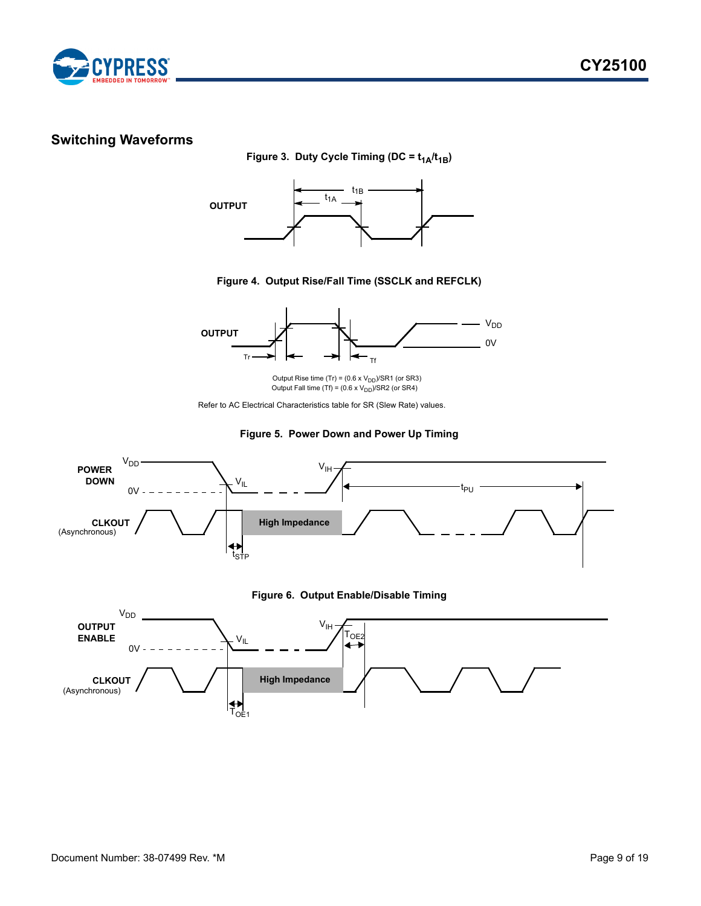## Switching Waveforms

**Figure 3. Duty Cycle Timing (DC = $t_{1A}/t_{1B}$)**

**Figure 4. Output Rise/Fall Time (SSCLK and REFCLK)**

Output Rise time (Tr) = (0.6 x $V_{DD}$)/SR1 (or SR3)
Output Fall time (Tf) = (0.6 x $V_{DD}$)/SR2 (or SR4)

Refer to AC Electrical Characteristics table for SR (Slew Rate) values.

**Figure 5. Power Down and Power Up Timing**

**Figure 6. Output Enable/Disable Timing**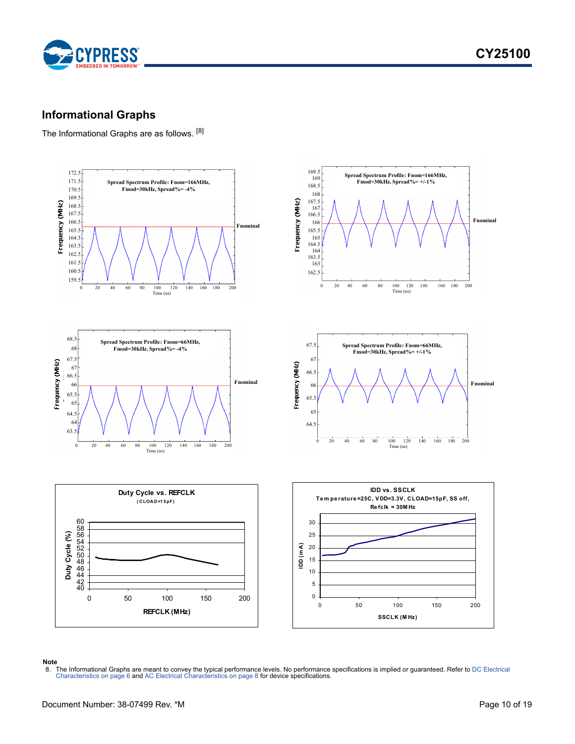## Informational Graphs

The Informational Graphs are as follows. [8]

Spread Spectrum Profile: Fnom=166MHz, Fmod=30kHz, Spread%= -4%

Spread Spectrum Profile: Fnom=166MHz, Fmod=30kHz, Spread%= +/-1%

Spread Spectrum Profile: Fnom=66MHz, Fmod=30kHz, Spread%= -4%

Spread Spectrum Profile: Fnom=66MHz, Fmod=30kHz, Spread%= +/-1%

Duty Cycle vs. REFCLK (CLOAD=15pF)

IDD vs. SSCLK Temperature=25C, VDD=3.3V, CLOAD=15pF, SS off, Refclk = 30MHz

**Note**

8. The Informational Graphs are meant to convey the typical performance levels. No performance specifications is implied or guaranteed. Refer to DC Electrical Characteristics on page 6 and AC Electrical Characteristics on page 8 for device specifications.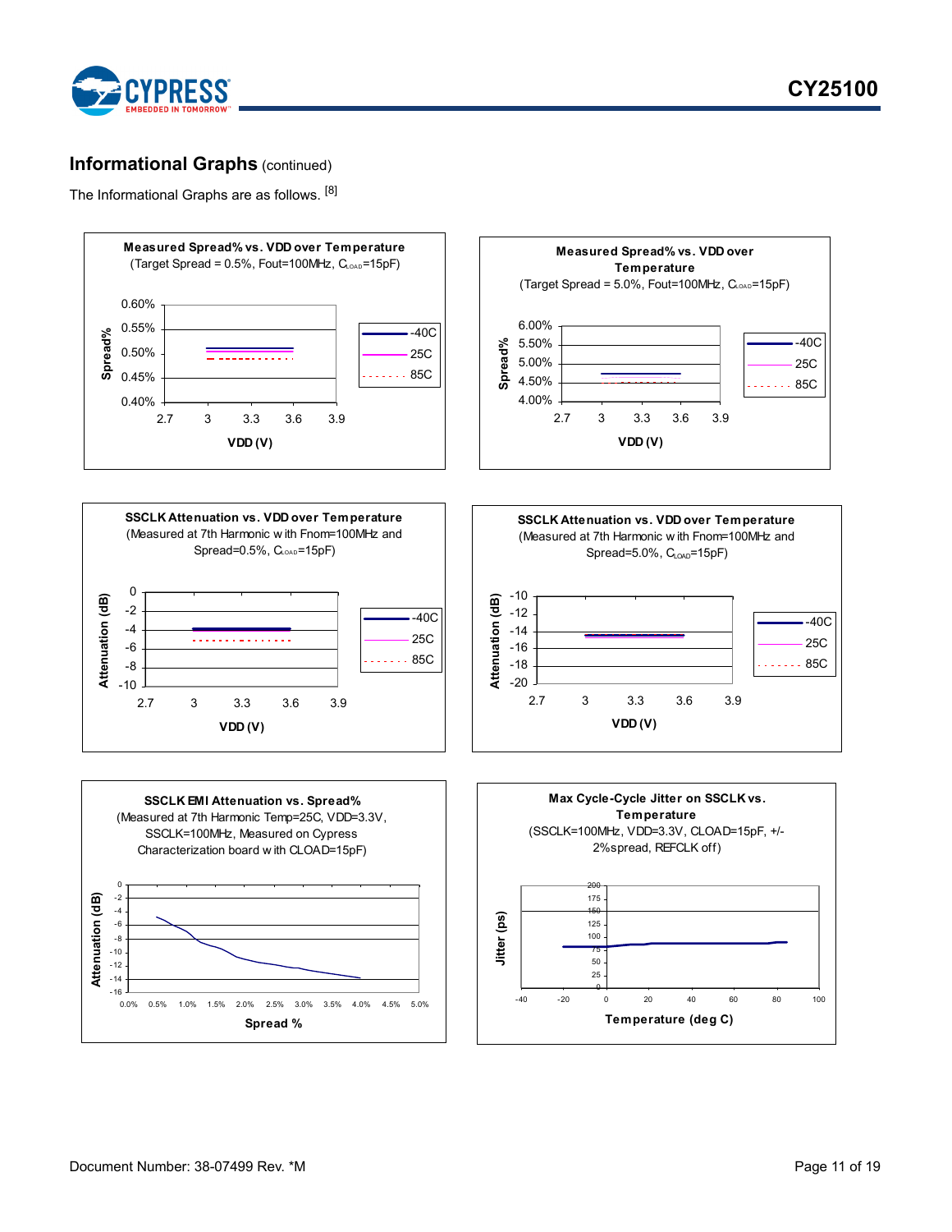## Informational Graphs (continued)

The Informational Graphs are as follows. [8]

**Measured Spread% vs. VDD over Temperature**
(Target Spread = 0.5%, Fout=100MHz, $C_{LOAD}$=15pF)

Spread%: 0.60%, 0.55%, 0.50%, 0.45%, 0.40%
VDD (V): 2.7, 3, 3.3, 3.6, 3.9
Legend: -40C, 25C, 85C

**Measured Spread% vs. VDD over Temperature**
(Target Spread = 5.0%, Fout=100MHz, $C_{LOAD}$=15pF)

Spread%: 6.00%, 5.50%, 5.00%, 4.50%, 4.00%
VDD (V): 2.7, 3, 3.3, 3.6, 3.9
Legend: -40C, 25C, 85C

**SSCLK Attenuation vs. VDD over Temperature**
(Measured at 7th Harmonic with Fnom=100MHz and Spread=0.5%, $C_{LOAD}$=15pF)

Attenuation (dB): 0, -2, -4, -6, -8, -10
VDD (V): 2.7, 3, 3.3, 3.6, 3.9
Legend: -40C, 25C, 85C

**SSCLK Attenuation vs. VDD over Temperature**
(Measured at 7th Harmonic with Fnom=100MHz and Spread=5.0%, $C_{LOAD}$=15pF)

Attenuation (dB): -10, -12, -14, -16, -18, -20
VDD (V): 2.7, 3, 3.3, 3.6, 3.9
Legend: -40C, 25C, 85C

**SSCLK EMI Attenuation vs. Spread%**
(Measured at 7th Harmonic Temp=25C, VDD=3.3V, SSCLK=100MHz, Measured on Cypress Characterization board with CLOAD=15pF)

Attenuation (dB): 0, -2, -4, -6, -8, -10, -12, -14, -16
Spread %: 0.0%, 0.5%, 1.0%, 1.5%, 2.0%, 2.5%, 3.0%, 3.5%, 4.0%, 4.5%, 5.0%

**Max Cycle-Cycle Jitter on SSCLK vs. Temperature**
(SSCLK=100MHz, VDD=3.3V, CLOAD=15pF, +/- 2%spread, REFCLK off)

Jitter (ps): 200, 175, 150, 125, 100, 75, 50, 25, 0
Temperature (deg C): -40, -20, 0, 20, 40, 60, 80, 100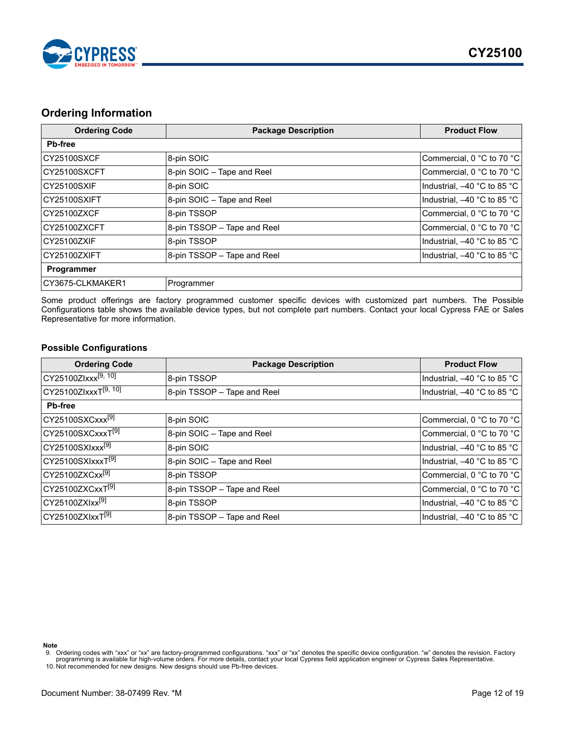## Ordering Information

| Ordering Code | Package Description | Product Flow |
|---|---|---|
| **Pb-free** | | |
| CY25100SXCF | 8-pin SOIC | Commercial, 0 °C to 70 °C |
| CY25100SXCFT | 8-pin SOIC – Tape and Reel | Commercial, 0 °C to 70 °C |
| CY25100SXIF | 8-pin SOIC | Industrial, –40 °C to 85 °C |
| CY25100SXIFT | 8-pin SOIC – Tape and Reel | Industrial, –40 °C to 85 °C |
| CY25100ZXCF | 8-pin TSSOP | Commercial, 0 °C to 70 °C |
| CY25100ZXCFT | 8-pin TSSOP – Tape and Reel | Commercial, 0 °C to 70 °C |
| CY25100ZXIF | 8-pin TSSOP | Industrial, –40 °C to 85 °C |
| CY25100ZXIFT | 8-pin TSSOP – Tape and Reel | Industrial, –40 °C to 85 °C |
| **Programmer** | | |
| CY3675-CLKMAKER1 | Programmer | |

Some product offerings are factory programmed customer specific devices with customized part numbers. The Possible Configurations table shows the available device types, but not complete part numbers. Contact your local Cypress FAE or Sales Representative for more information.

### Possible Configurations

| Ordering Code | Package Description | Product Flow |
|---|---|---|
| CY25100ZIxxx[9, 10] | 8-pin TSSOP | Industrial, –40 °C to 85 °C |
| CY25100ZIxxxT[9, 10] | 8-pin TSSOP – Tape and Reel | Industrial, –40 °C to 85 °C |
| **Pb-free** | | |
| CY25100SXCxxx[9] | 8-pin SOIC | Commercial, 0 °C to 70 °C |
| CY25100SXCxxxT[9] | 8-pin SOIC – Tape and Reel | Commercial, 0 °C to 70 °C |
| CY25100SXIxxx[9] | 8-pin SOIC | Industrial, –40 °C to 85 °C |
| CY25100SXIxxxT[9] | 8-pin SOIC – Tape and Reel | Industrial, –40 °C to 85 °C |
| CY25100ZXCxx[9] | 8-pin TSSOP | Commercial, 0 °C to 70 °C |
| CY25100ZXCxxT[9] | 8-pin TSSOP – Tape and Reel | Commercial, 0 °C to 70 °C |
| CY25100ZXIxx[9] | 8-pin TSSOP | Industrial, –40 °C to 85 °C |
| CY25100ZXIxxT[9] | 8-pin TSSOP – Tape and Reel | Industrial, –40 °C to 85 °C |

**Note**

9. Ordering codes with "xxx" or "xx" are factory-programmed configurations. "xxx" or "xx" denotes the specific device configuration. "w" denotes the revision. Factory programming is available for high-volume orders. For more details, contact your local Cypress field application engineer or Cypress Sales Representative.
10. Not recommended for new designs. New designs should use Pb-free devices.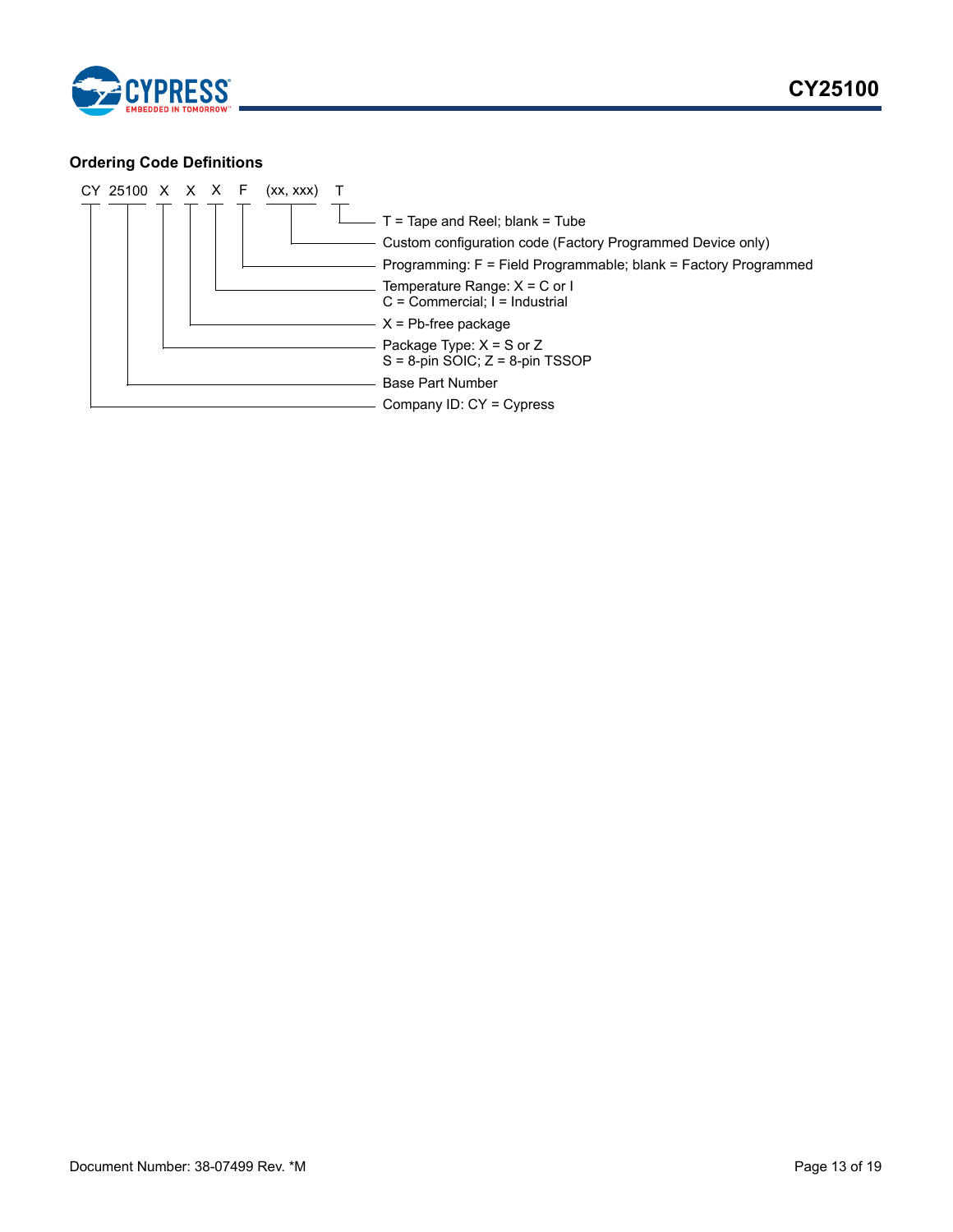### Ordering Code Definitions

CY 25100 X X X F (xx, xxx) T

- T = Tape and Reel; blank = Tube
- Custom configuration code (Factory Programmed Device only)
- Programming: F = Field Programmable; blank = Factory Programmed
- Temperature Range: X = C or I
  C = Commercial; I = Industrial
- X = Pb-free package
- Package Type: X = S or Z
  S = 8-pin SOIC; Z = 8-pin TSSOP
- Base Part Number
- Company ID: CY = Cypress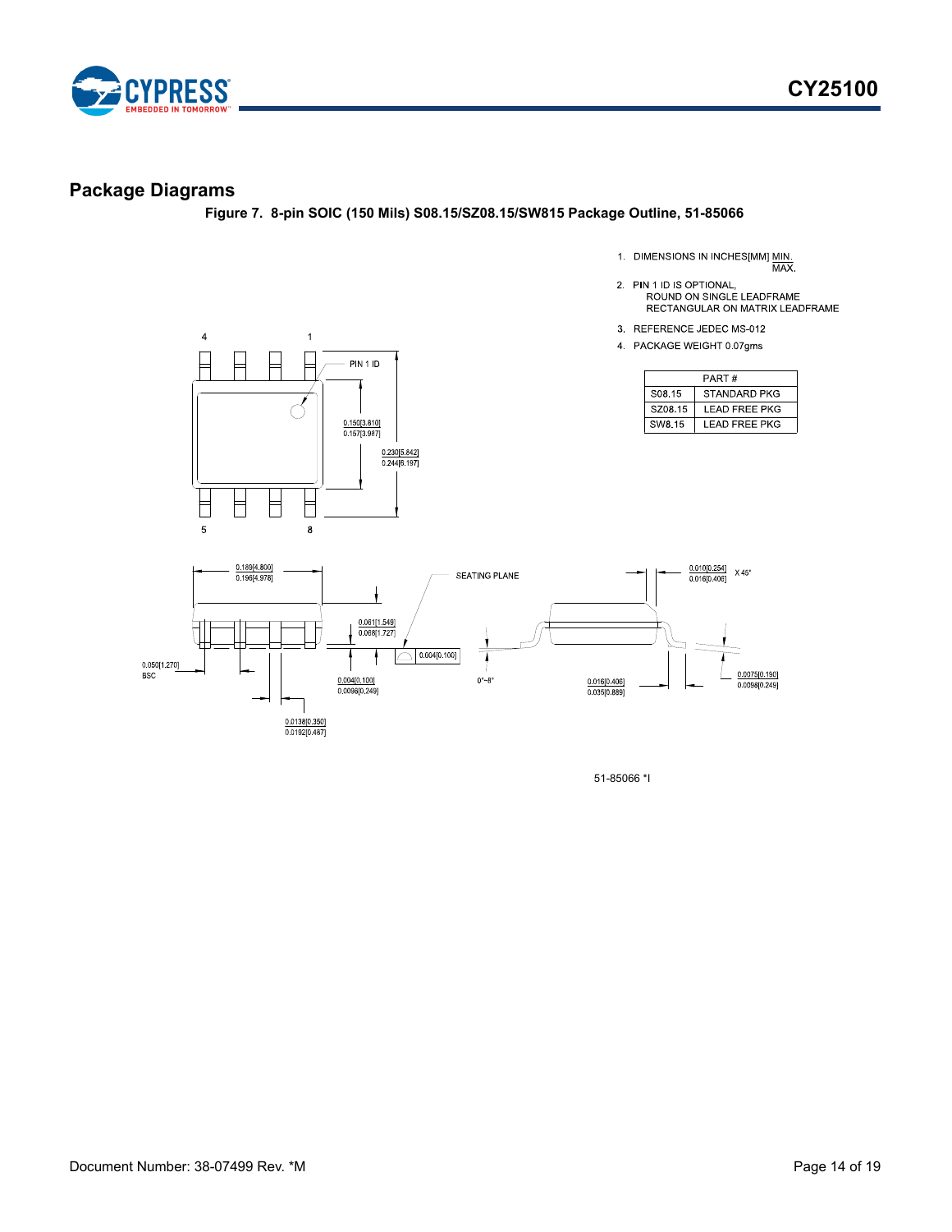## Package Diagrams

**Figure 7. 8-pin SOIC (150 Mils) S08.15/SZ08.15/SW815 Package Outline, 51-85066**

1. DIMENSIONS IN INCHES[MM] MIN. / MAX.
2. PIN 1 ID IS OPTIONAL, ROUND ON SINGLE LEADFRAME RECTANGULAR ON MATRIX LEADFRAME
3. REFERENCE JEDEC MS-012
4. PACKAGE WEIGHT 0.07gms

| PART # | |
|---|---|
| S08.15 | STANDARD PKG |
| SZ08.15 | LEAD FREE PKG |
| SW8.15 | LEAD FREE PKG |

PIN 1 ID

0.150[3.810] / 0.157[3.987]

0.230[5.842] / 0.244[6.197]

0.189[4.800] / 0.196[4.978]

0.050[1.270] BSC

0.061[1.549] / 0.068[1.727]

0.004[0.100] / 0.0098[0.249]

0.0138[0.350] / 0.0192[0.487]

0.004[0.100]

SEATING PLANE

0.010[0.254] / 0.016[0.406] X 45°

0°~8°

0.016[0.406] / 0.035[0.889]

0.0075[0.190] / 0.0098[0.249]

51-85066 *I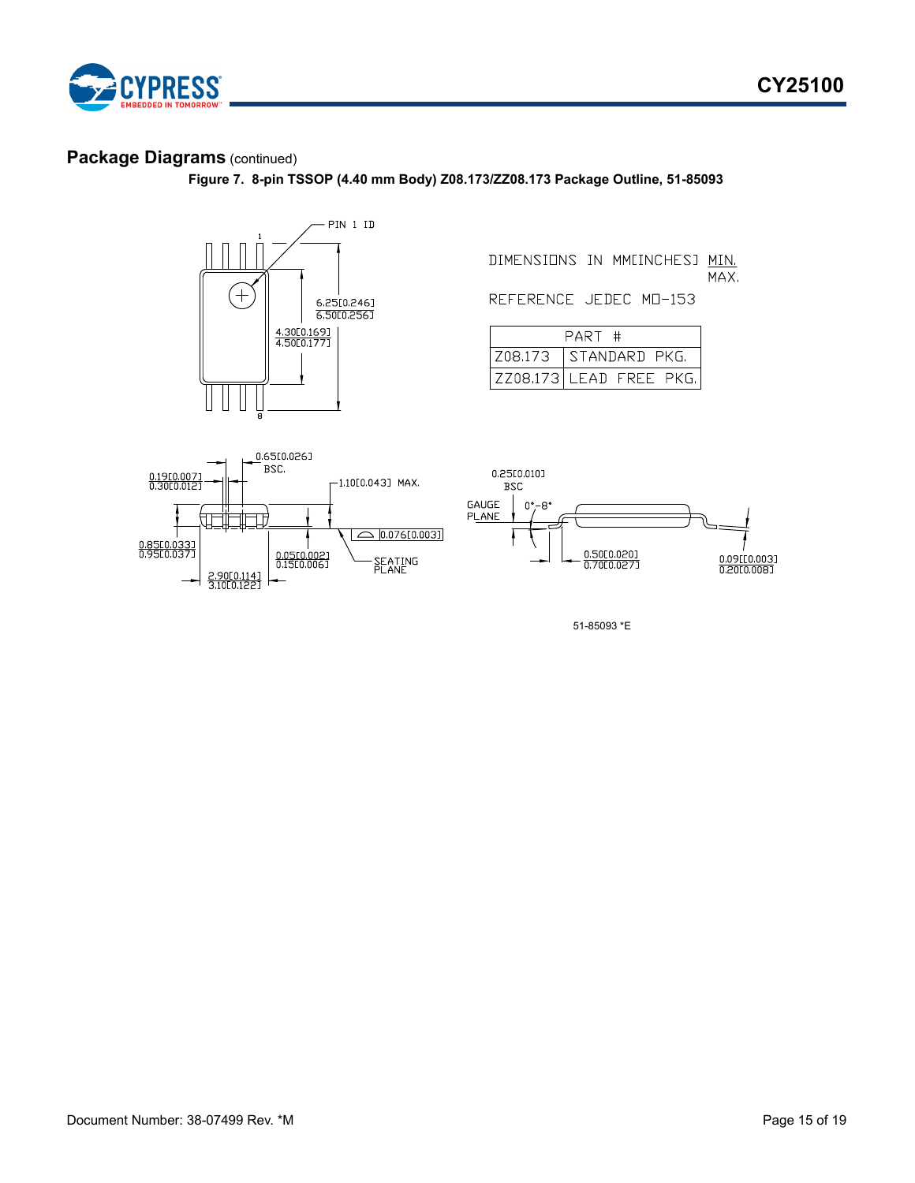## Package Diagrams (continued)

**Figure 7. 8-pin TSSOP (4.40 mm Body) Z08.173/ZZ08.173 Package Outline, 51-85093**

DIMENSIONS IN MM[INCHES] MIN. / MAX.

REFERENCE JEDEC MO-153

| PART # | |
|---|---|
| Z08.173 | STANDARD PKG. |
| ZZ08.173 | LEAD FREE PKG. |

PIN 1 ID

6.25[0.246] / 6.50[0.256]

4.30[0.169] / 4.50[0.177]

0.65[0.026] BSC.

0.19[0.007] / 0.30[0.012]

1.10[0.043] MAX.

0.076[0.003]

0.85[0.033] / 0.95[0.037]

0.05[0.002] / 0.15[0.006]

SEATING PLANE

2.90[0.114] / 3.10[0.122]

0.25[0.010] BSC

GAUGE PLANE

0°-8°

0.50[0.020] / 0.70[0.027]

0.09[0.003] / 0.20[0.008]

51-85093 *E

Document Number: 38-07499 Rev. *M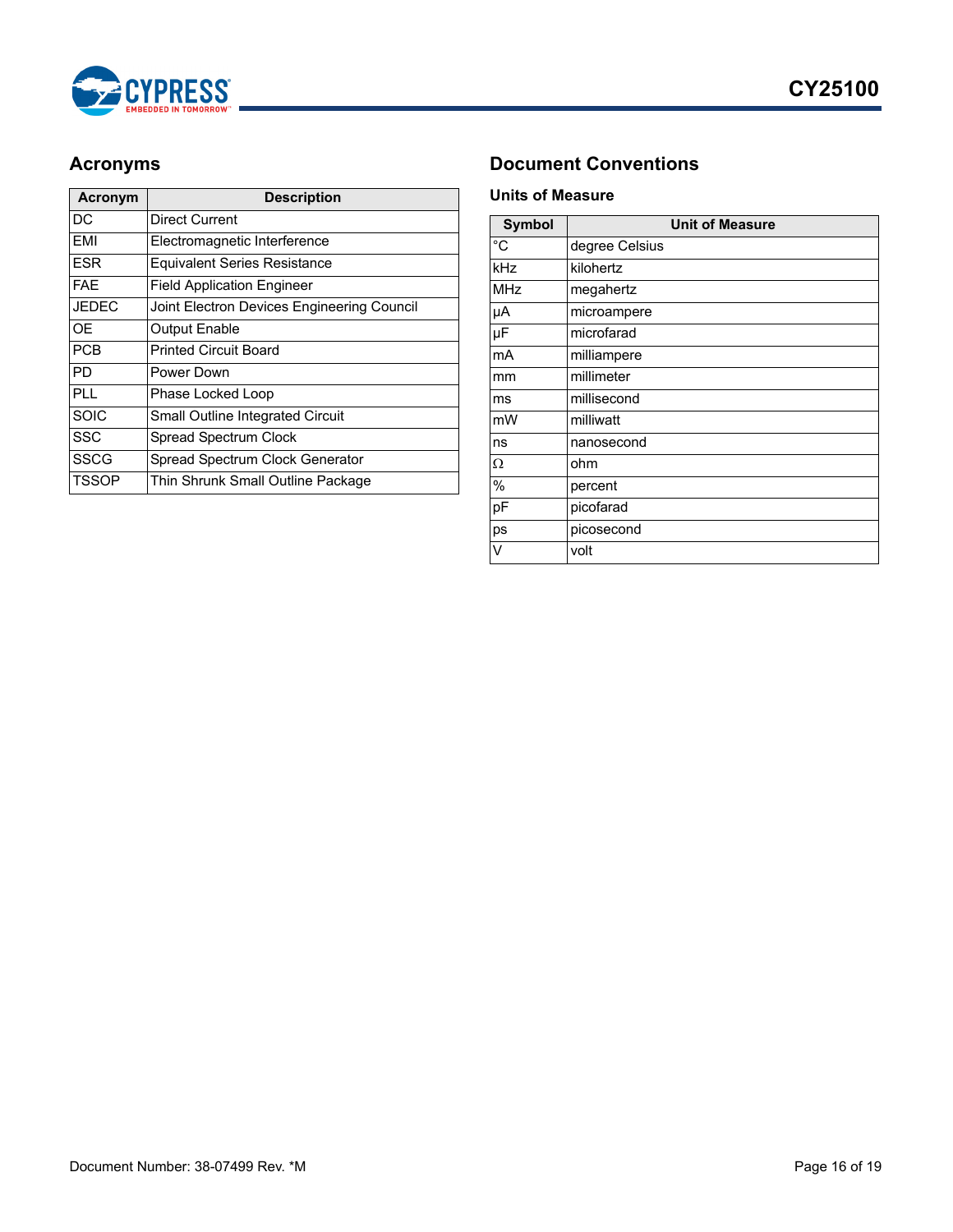## Acronyms

| Acronym | Description |
|---|---|
| DC | Direct Current |
| EMI | Electromagnetic Interference |
| ESR | Equivalent Series Resistance |
| FAE | Field Application Engineer |
| JEDEC | Joint Electron Devices Engineering Council |
| OE | Output Enable |
| PCB | Printed Circuit Board |
| PD | Power Down |
| PLL | Phase Locked Loop |
| SOIC | Small Outline Integrated Circuit |
| SSC | Spread Spectrum Clock |
| SSCG | Spread Spectrum Clock Generator |
| TSSOP | Thin Shrunk Small Outline Package |

## Document Conventions

### Units of Measure

| Symbol | Unit of Measure |
|---|---|
| °C | degree Celsius |
| kHz | kilohertz |
| MHz | megahertz |
| µA | microampere |
| µF | microfarad |
| mA | milliampere |
| mm | millimeter |
| ms | millisecond |
| mW | milliwatt |
| ns | nanosecond |
| Ω | ohm |
| % | percent |
| pF | picofarad |
| ps | picosecond |
| V | volt |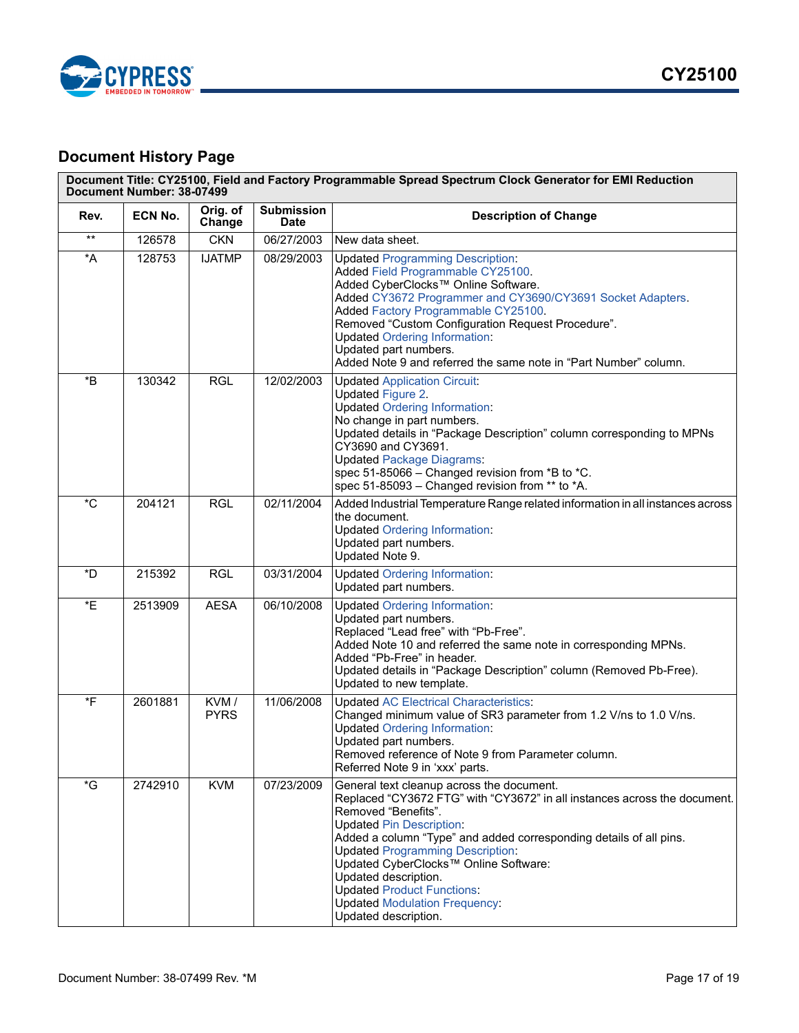## Document History Page

| Document Title: CY25100, Field and Factory Programmable Spread Spectrum Clock Generator for EMI Reduction<br>Document Number: 38-07499 | | | | |
|---|---|---|---|---|
| **Rev.** | **ECN No.** | **Orig. of Change** | **Submission Date** | **Description of Change** |
| ** | 126578 | CKN | 06/27/2003 | New data sheet. |
| *A | 128753 | IJATMP | 08/29/2003 | Updated Programming Description:<br>Added Field Programmable CY25100.<br>Added CyberClocks™ Online Software.<br>Added CY3672 Programmer and CY3690/CY3691 Socket Adapters.<br>Added Factory Programmable CY25100.<br>Removed "Custom Configuration Request Procedure".<br>Updated Ordering Information:<br>Updated part numbers.<br>Added Note 9 and referred the same note in "Part Number" column. |
| *B | 130342 | RGL | 12/02/2003 | Updated Application Circuit:<br>Updated Figure 2.<br>Updated Ordering Information:<br>No change in part numbers.<br>Updated details in "Package Description" column corresponding to MPNs CY3690 and CY3691.<br>Updated Package Diagrams:<br>spec 51-85066 – Changed revision from *B to *C.<br>spec 51-85093 – Changed revision from ** to *A. |
| *C | 204121 | RGL | 02/11/2004 | Added Industrial Temperature Range related information in all instances across the document.<br>Updated Ordering Information:<br>Updated part numbers.<br>Updated Note 9. |
| *D | 215392 | RGL | 03/31/2004 | Updated Ordering Information:<br>Updated part numbers. |
| *E | 2513909 | AESA | 06/10/2008 | Updated Ordering Information:<br>Updated part numbers.<br>Replaced "Lead free" with "Pb-Free".<br>Added Note 10 and referred the same note in corresponding MPNs.<br>Added "Pb-Free" in header.<br>Updated details in "Package Description" column (Removed Pb-Free).<br>Updated to new template. |
| *F | 2601881 | KVM / PYRS | 11/06/2008 | Updated AC Electrical Characteristics:<br>Changed minimum value of SR3 parameter from 1.2 V/ns to 1.0 V/ns.<br>Updated Ordering Information:<br>Updated part numbers.<br>Removed reference of Note 9 from Parameter column.<br>Referred Note 9 in 'xxx' parts. |
| *G | 2742910 | KVM | 07/23/2009 | General text cleanup across the document.<br>Replaced "CY3672 FTG" with "CY3672" in all instances across the document.<br>Removed "Benefits".<br>Updated Pin Description:<br>Added a column "Type" and added corresponding details of all pins.<br>Updated Programming Description:<br>Updated CyberClocks™ Online Software:<br>Updated description.<br>Updated Product Functions:<br>Updated Modulation Frequency:<br>Updated description. |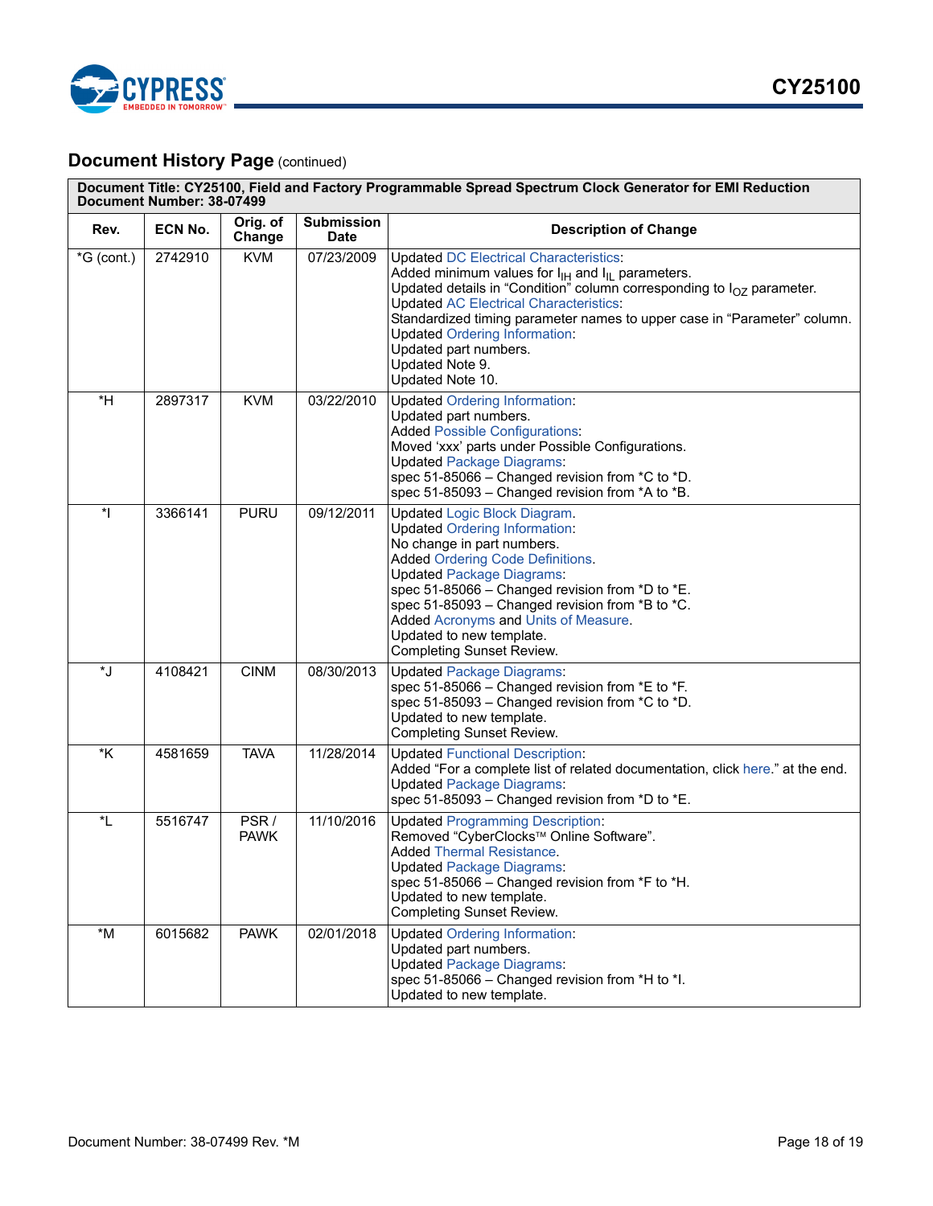## Document History Page (continued)

| Document Title: CY25100, Field and Factory Programmable Spread Spectrum Clock Generator for EMI Reduction<br>Document Number: 38-07499 | | | | |
|---|---|---|---|---|
| **Rev.** | **ECN No.** | **Orig. of Change** | **Submission Date** | **Description of Change** |
| *G (cont.) | 2742910 | KVM | 07/23/2009 | Updated DC Electrical Characteristics:<br>Added minimum values for $I_{IH}$ and $I_{IL}$ parameters.<br>Updated details in “Condition” column corresponding to $I_{OZ}$ parameter.<br>Updated AC Electrical Characteristics:<br>Standardized timing parameter names to upper case in “Parameter” column.<br>Updated Ordering Information:<br>Updated part numbers.<br>Updated Note 9.<br>Updated Note 10. |
| *H | 2897317 | KVM | 03/22/2010 | Updated Ordering Information:<br>Updated part numbers.<br>Added Possible Configurations:<br>Moved ‘xxx’ parts under Possible Configurations.<br>Updated Package Diagrams:<br>spec 51-85066 – Changed revision from *C to *D.<br>spec 51-85093 – Changed revision from *A to *B. |
| *I | 3366141 | PURU | 09/12/2011 | Updated Logic Block Diagram.<br>Updated Ordering Information:<br>No change in part numbers.<br>Added Ordering Code Definitions.<br>Updated Package Diagrams:<br>spec 51-85066 – Changed revision from *D to *E.<br>spec 51-85093 – Changed revision from *B to *C.<br>Added Acronyms and Units of Measure.<br>Updated to new template.<br>Completing Sunset Review. |
| *J | 4108421 | CINM | 08/30/2013 | Updated Package Diagrams:<br>spec 51-85066 – Changed revision from *E to *F.<br>spec 51-85093 – Changed revision from *C to *D.<br>Updated to new template.<br>Completing Sunset Review. |
| *K | 4581659 | TAVA | 11/28/2014 | Updated Functional Description:<br>Added “For a complete list of related documentation, click here.” at the end.<br>Updated Package Diagrams:<br>spec 51-85093 – Changed revision from *D to *E. |
| *L | 5516747 | PSR / PAWK | 11/10/2016 | Updated Programming Description:<br>Removed “CyberClocks™ Online Software”.<br>Added Thermal Resistance.<br>Updated Package Diagrams:<br>spec 51-85066 – Changed revision from *F to *H.<br>Updated to new template.<br>Completing Sunset Review. |
| *M | 6015682 | PAWK | 02/01/2018 | Updated Ordering Information:<br>Updated part numbers.<br>Updated Package Diagrams:<br>spec 51-85066 – Changed revision from *H to *I.<br>Updated to new template. |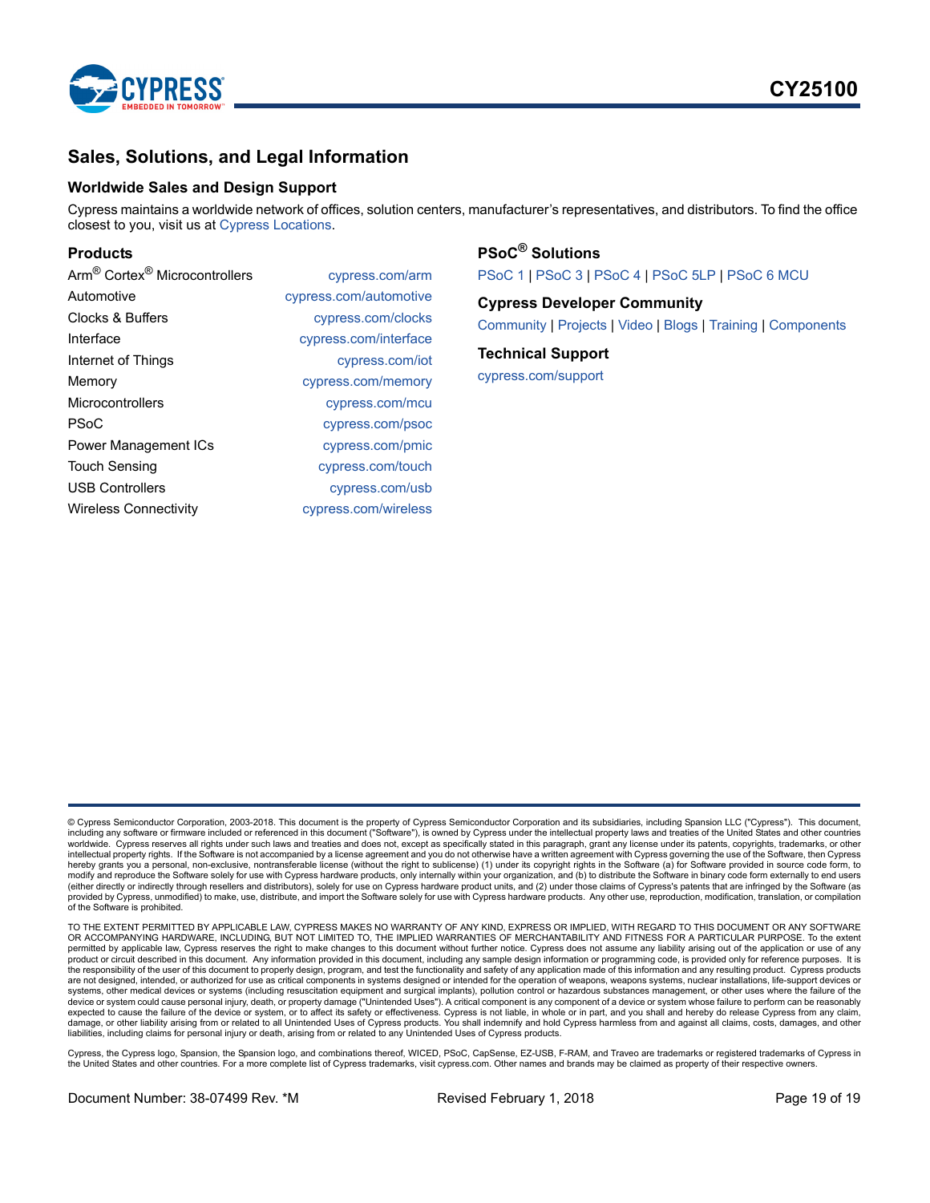## Sales, Solutions, and Legal Information

### Worldwide Sales and Design Support

Cypress maintains a worldwide network of offices, solution centers, manufacturer's representatives, and distributors. To find the office closest to you, visit us at Cypress Locations.

### Products

| | |
|---|---|
| Arm® Cortex® Microcontrollers | cypress.com/arm |
| Automotive | cypress.com/automotive |
| Clocks & Buffers | cypress.com/clocks |
| Interface | cypress.com/interface |
| Internet of Things | cypress.com/iot |
| Memory | cypress.com/memory |
| Microcontrollers | cypress.com/mcu |
| PSoC | cypress.com/psoc |
| Power Management ICs | cypress.com/pmic |
| Touch Sensing | cypress.com/touch |
| USB Controllers | cypress.com/usb |
| Wireless Connectivity | cypress.com/wireless |

### PSoC® Solutions

PSoC 1 | PSoC 3 | PSoC 4 | PSoC 5LP | PSoC 6 MCU

### Cypress Developer Community

Community | Projects | Video | Blogs | Training | Components

### Technical Support

cypress.com/support

© Cypress Semiconductor Corporation, 2003-2018. This document is the property of Cypress Semiconductor Corporation and its subsidiaries, including Spansion LLC ("Cypress"). This document, including any software or firmware included or referenced in this document ("Software"), is owned by Cypress under the intellectual property laws and treaties of the United States and other countries worldwide. Cypress reserves all rights under such laws and treaties and does not, except as specifically stated in this paragraph, grant any license under its patents, copyrights, trademarks, or other intellectual property rights. If the Software is not accompanied by a license agreement and you do not otherwise have a written agreement with Cypress governing the use of the Software, then Cypress hereby grants you a personal, non-exclusive, nontransferable license (without the right to sublicense) (1) under its copyright rights in the Software (a) for Software provided in source code form, to modify and reproduce the Software solely for use with Cypress hardware products, only internally within your organization, and (b) to distribute the Software in binary code form externally to end users (either directly or indirectly through resellers and distributors), solely for use on Cypress hardware product units, and (2) under those claims of Cypress's patents that are infringed by the Software (as provided by Cypress, unmodified) to make, use, distribute, and import the Software solely for use with Cypress hardware products. Any other use, reproduction, modification, translation, or compilation of the Software is prohibited.

TO THE EXTENT PERMITTED BY APPLICABLE LAW, CYPRESS MAKES NO WARRANTY OF ANY KIND, EXPRESS OR IMPLIED, WITH REGARD TO THIS DOCUMENT OR ANY SOFTWARE OR ACCOMPANYING HARDWARE, INCLUDING, BUT NOT LIMITED TO, THE IMPLIED WARRANTIES OF MERCHANTABILITY AND FITNESS FOR A PARTICULAR PURPOSE. To the extent permitted by applicable law, Cypress reserves the right to make changes to this document without further notice. Cypress does not assume any liability arising out of the application or use of any product or circuit described in this document. Any information provided in this document, including any sample design information or programming code, is provided only for reference purposes. It is the responsibility of the user of this document to properly design, program, and test the functionality and safety of any application made of this information and any resulting product. Cypress products are not designed, intended, or authorized for use as critical components in systems designed or intended for the operation of weapons, weapons systems, nuclear installations, life-support devices or systems, other medical devices or systems (including resuscitation equipment and surgical implants), pollution control or hazardous substances management, or other uses where the failure of the device or system could cause personal injury, death, or property damage ("Unintended Uses"). A critical component is any component of a device or system whose failure to perform can be reasonably expected to cause the failure of the device or system, or to affect its safety or effectiveness. Cypress is not liable, in whole or in part, and you shall and hereby do release Cypress from any claim, damage, or other liability arising from or related to all Unintended Uses of Cypress products. You shall indemnify and hold Cypress harmless from and against all claims, costs, damages, and other liabilities, including claims for personal injury or death, arising from or related to any Unintended Uses of Cypress products.

Cypress, the Cypress logo, Spansion, the Spansion logo, and combinations thereof, WICED, PSoC, CapSense, EZ-USB, F-RAM, and Traveo are trademarks or registered trademarks of Cypress in the United States and other countries. For a more complete list of Cypress trademarks, visit cypress.com. Other names and brands may be claimed as property of their respective owners.

Document Number: 38-07499 Rev. *M Revised February 1, 2018